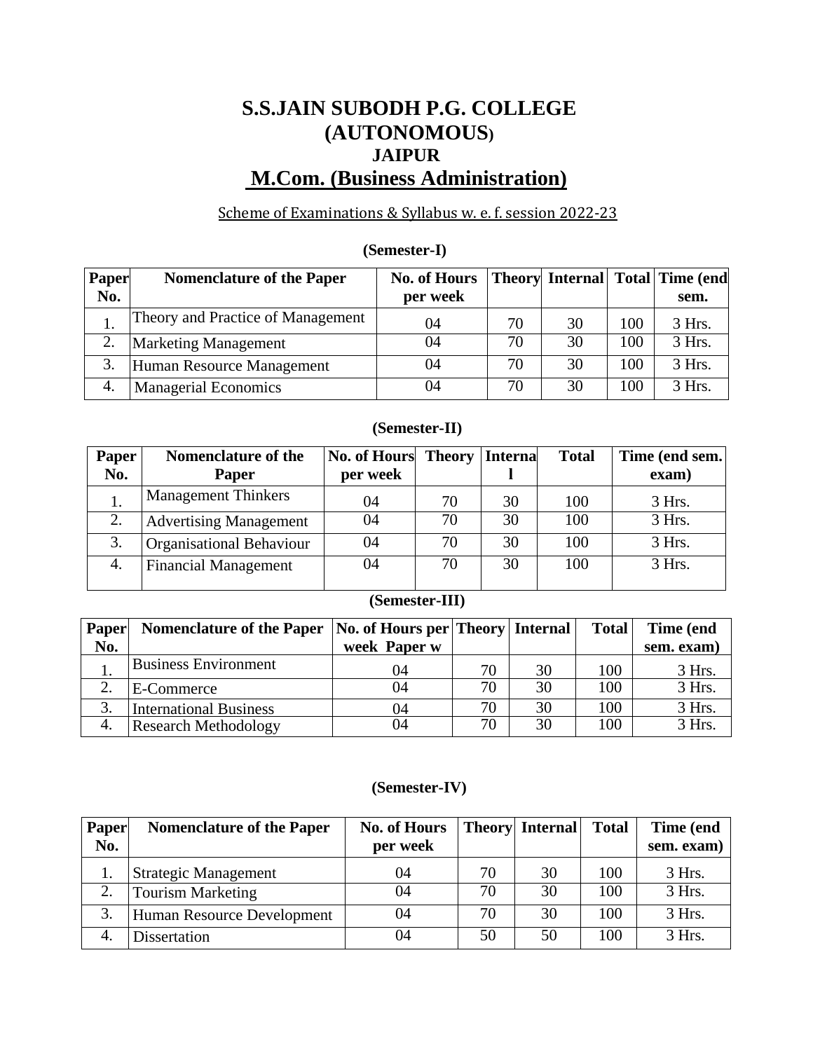# S.S.JAIN SUBODH P.G. COLLEGE (AUTONOMOUS)

## JAIPUR

## M.Com. (Business Administration)

Scheme of Examinations & Syllabus w. e. f. session 2022-23

### (Semester-I)

| Paper No. | Nomenclature of the Paper | No. of Hours per week | Theory | Internal | Total | Time (end sem. |
|---|---|---|---|---|---|---|
| 1. | Theory and Practice of Management | 04 | 70 | 30 | 100 | 3 Hrs. |
| 2. | Marketing Management | 04 | 70 | 30 | 100 | 3 Hrs. |
| 3. | Human Resource Management | 04 | 70 | 30 | 100 | 3 Hrs. |
| 4. | Managerial Economics | 04 | 70 | 30 | 100 | 3 Hrs. |

### (Semester-II)

| Paper No. | Nomenclature of the Paper | No. of Hours per week | Theory | Internal | Total | Time (end sem. exam) |
|---|---|---|---|---|---|---|
| 1. | Management Thinkers | 04 | 70 | 30 | 100 | 3 Hrs. |
| 2. | Advertising Management | 04 | 70 | 30 | 100 | 3 Hrs. |
| 3. | Organisational Behaviour | 04 | 70 | 30 | 100 | 3 Hrs. |
| 4. | Financial Management | 04 | 70 | 30 | 100 | 3 Hrs. |

### (Semester-III)

| Paper No. | Nomenclature of the Paper | No. of Hours per week Paper w | Theory | Internal | Total | Time (end sem. exam) |
|---|---|---|---|---|---|---|
| 1. | Business Environment | 04 | 70 | 30 | 100 | 3 Hrs. |
| 2. | E-Commerce | 04 | 70 | 30 | 100 | 3 Hrs. |
| 3. | International Business | 04 | 70 | 30 | 100 | 3 Hrs. |
| 4. | Research Methodology | 04 | 70 | 30 | 100 | 3 Hrs. |

### (Semester-IV)

| Paper No. | Nomenclature of the Paper | No. of Hours per week | Theory | Internal | Total | Time (end sem. exam) |
|---|---|---|---|---|---|---|
| 1. | Strategic Management | 04 | 70 | 30 | 100 | 3 Hrs. |
| 2. | Tourism Marketing | 04 | 70 | 30 | 100 | 3 Hrs. |
| 3. | Human Resource Development | 04 | 70 | 30 | 100 | 3 Hrs. |
| 4. | Dissertation | 04 | 50 | 50 | 100 | 3 Hrs. |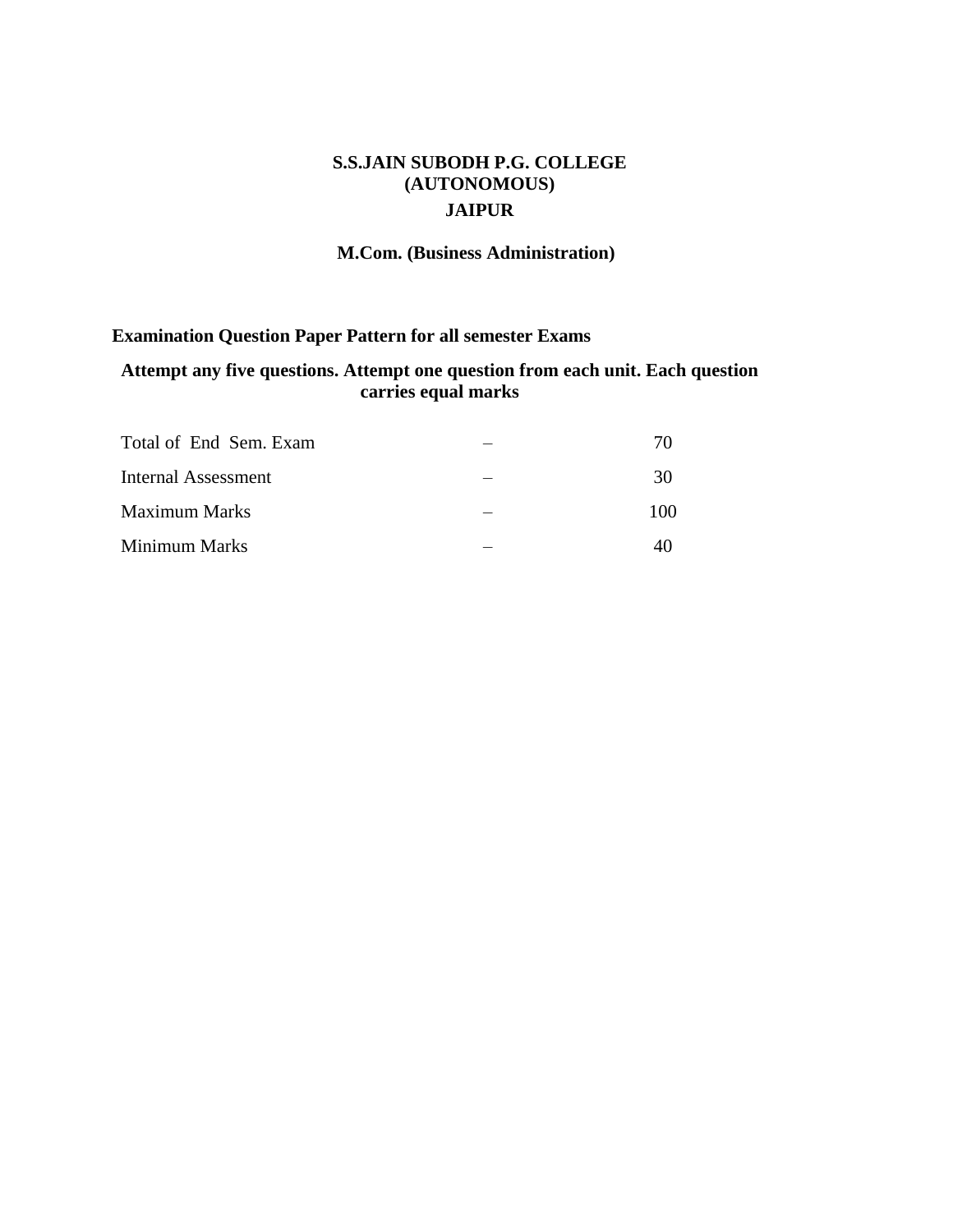**S.S.JAIN SUBODH P.G. COLLEGE**
**(AUTONOMOUS)**
**JAIPUR**

**M.Com. (Business Administration)**

**Examination Question Paper Pattern for all semester Exams**

**Attempt any five questions. Attempt one question from each unit. Each question carries equal marks**

| | | |
|---|---|---|
| Total of End Sem. Exam | – | 70 |
| Internal Assessment | – | 30 |
| Maximum Marks | – | 100 |
| Minimum Marks | – | 40 |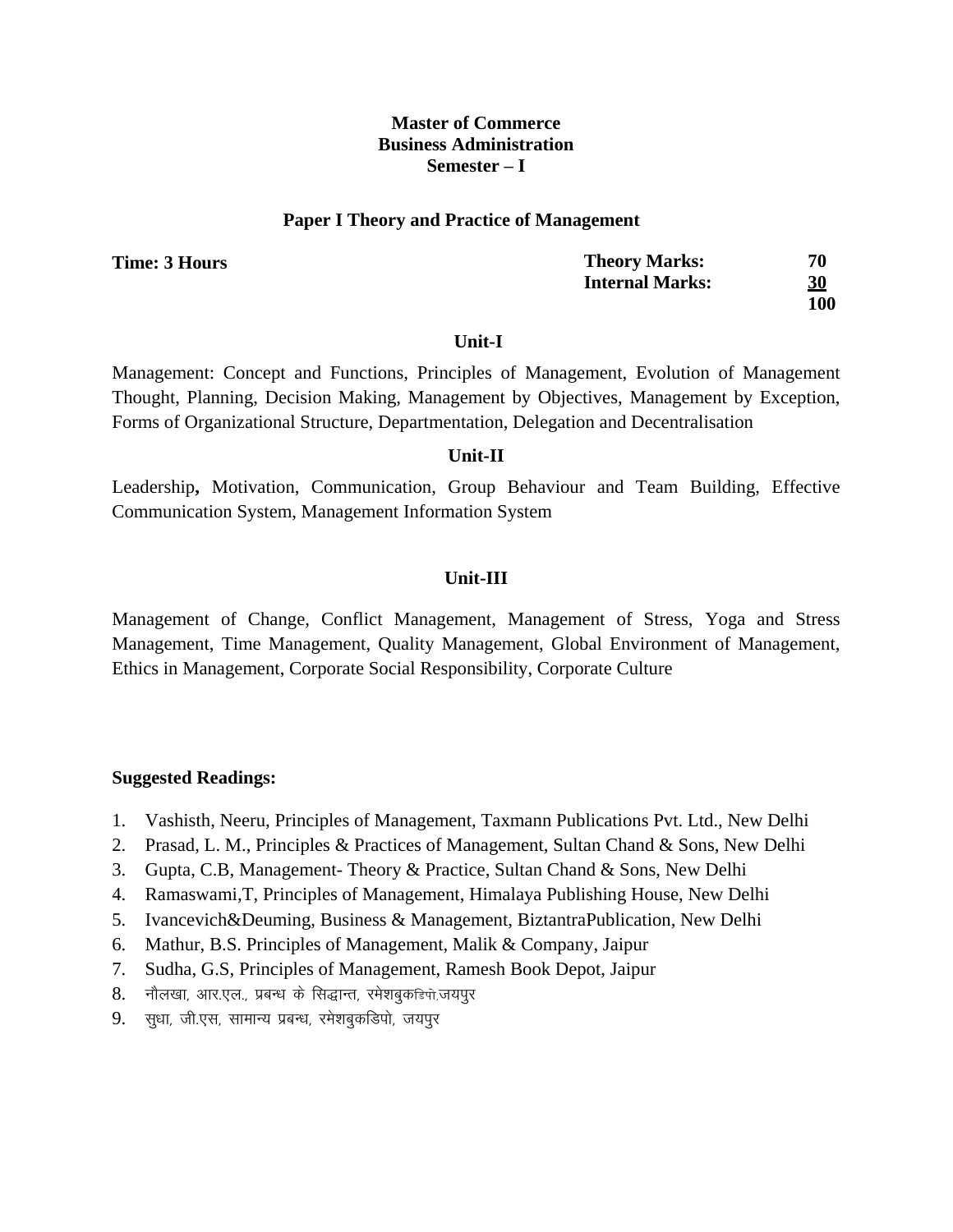**Master of Commerce**
**Business Administration**
**Semester – I**

### Paper I Theory and Practice of Management

| **Time: 3 Hours** | **Theory Marks:** | **70** |
|---|---|---|
| | **Internal Marks:** | **30** |
| | | **100** |

### Unit-I

Management: Concept and Functions, Principles of Management, Evolution of Management Thought, Planning, Decision Making, Management by Objectives, Management by Exception, Forms of Organizational Structure, Departmentation, Delegation and Decentralisation

### Unit-II

Leadership**,** Motivation, Communication, Group Behaviour and Team Building, Effective Communication System, Management Information System

### Unit-III

Management of Change, Conflict Management, Management of Stress, Yoga and Stress Management, Time Management, Quality Management, Global Environment of Management, Ethics in Management, Corporate Social Responsibility, Corporate Culture

**Suggested Readings:**

1. Vashisth, Neeru, Principles of Management, Taxmann Publications Pvt. Ltd., New Delhi
2. Prasad, L. M., Principles & Practices of Management, Sultan Chand & Sons, New Delhi
3. Gupta, C.B, Management- Theory & Practice, Sultan Chand & Sons, New Delhi
4. Ramaswami,T, Principles of Management, Himalaya Publishing House, New Delhi
5. Ivancevich&Deuming, Business & Management, BiztantraPublication, New Delhi
6. Mathur, B.S. Principles of Management, Malik & Company, Jaipur
7. Sudha, G.S, Principles of Management, Ramesh Book Depot, Jaipur
8. नौलखा, आर.एल., प्रबन्ध के सिद्धान्त, रमेशबुकडिपो,जयपुर
9. सुधा, जी.एस, सामान्य प्रबन्ध, रमेशबुकडिपो, जयपुर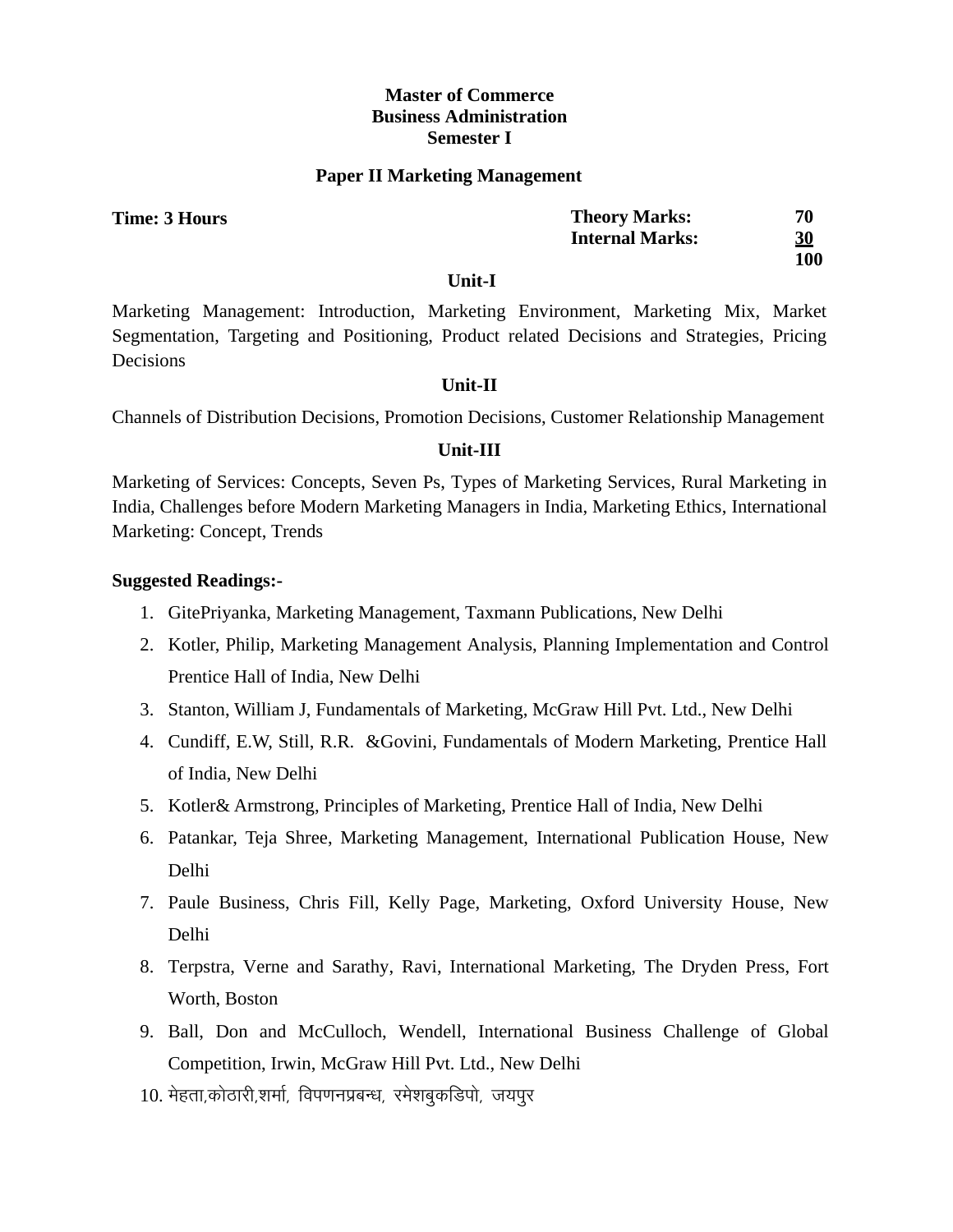**Master of Commerce**
**Business Administration**
**Semester I**

**Paper II Marketing Management**

| **Time: 3 Hours** | **Theory Marks:** | **70** |
|---|---|---|
| | **Internal Marks:** | **30** |
| | | **100** |

**Unit-I**

Marketing Management: Introduction, Marketing Environment, Marketing Mix, Market Segmentation, Targeting and Positioning, Product related Decisions and Strategies, Pricing Decisions

**Unit-II**

Channels of Distribution Decisions, Promotion Decisions, Customer Relationship Management

**Unit-III**

Marketing of Services: Concepts, Seven Ps, Types of Marketing Services, Rural Marketing in India, Challenges before Modern Marketing Managers in India, Marketing Ethics, International Marketing: Concept, Trends

**Suggested Readings:-**

1. GitePriyanka, Marketing Management, Taxmann Publications, New Delhi
2. Kotler, Philip, Marketing Management Analysis, Planning Implementation and Control Prentice Hall of India, New Delhi
3. Stanton, William J, Fundamentals of Marketing, McGraw Hill Pvt. Ltd., New Delhi
4. Cundiff, E.W, Still, R.R. &Govini, Fundamentals of Modern Marketing, Prentice Hall of India, New Delhi
5. Kotler& Armstrong, Principles of Marketing, Prentice Hall of India, New Delhi
6. Patankar, Teja Shree, Marketing Management, International Publication House, New Delhi
7. Paule Business, Chris Fill, Kelly Page, Marketing, Oxford University House, New Delhi
8. Terpstra, Verne and Sarathy, Ravi, International Marketing, The Dryden Press, Fort Worth, Boston
9. Ball, Don and McCulloch, Wendell, International Business Challenge of Global Competition, Irwin, McGraw Hill Pvt. Ltd., New Delhi
10. मेहता,कोठारी,शर्मा, विपणनप्रबन्ध, रमेशबुकडिपो, जयपुर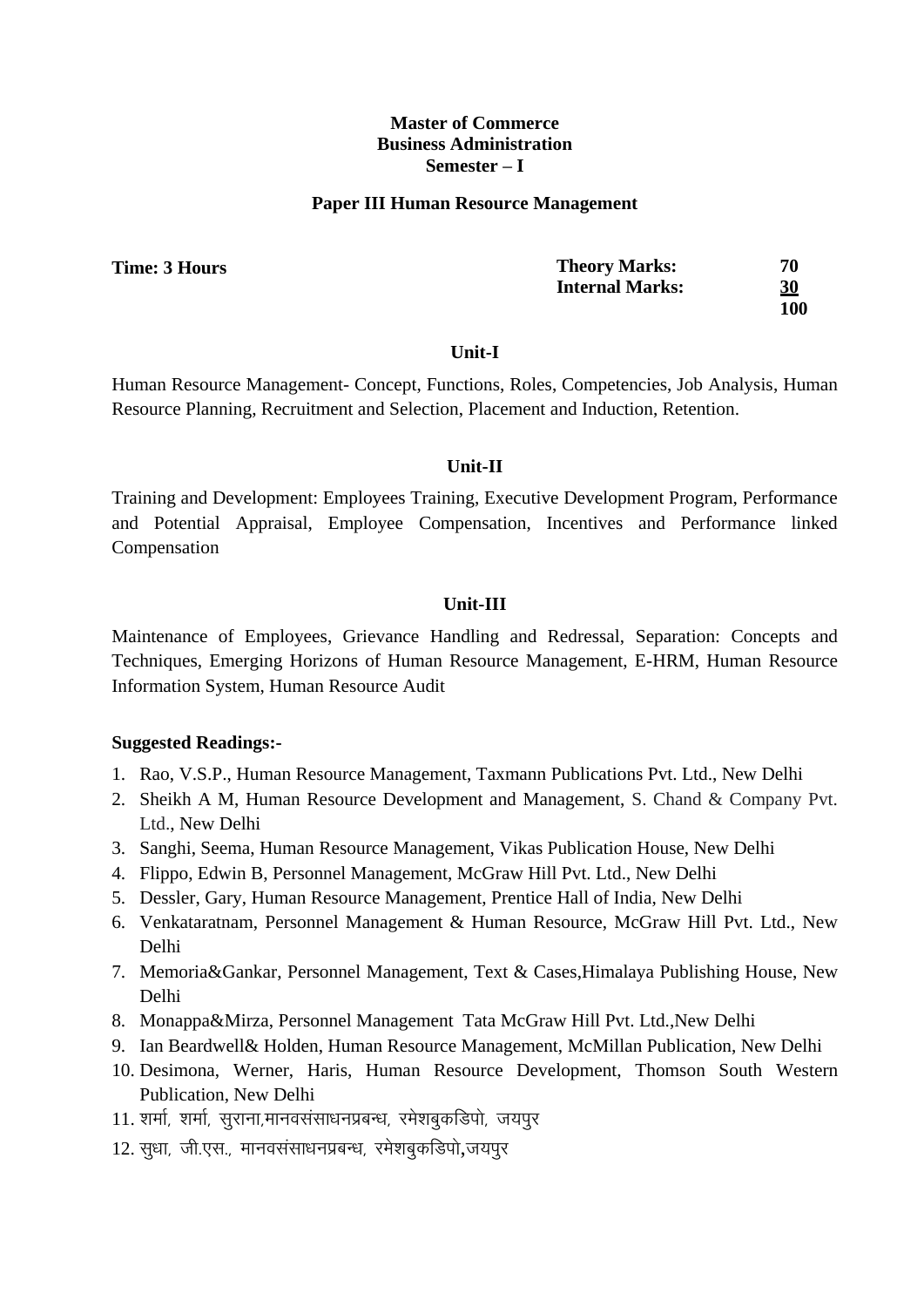**Master of Commerce**
**Business Administration**
**Semester – I**

**Paper III Human Resource Management**

| **Time: 3 Hours** | **Theory Marks:** | **70** |
|---|---|---|
| | **Internal Marks:** | **30** |
| | | **100** |

### Unit-I

Human Resource Management- Concept, Functions, Roles, Competencies, Job Analysis, Human Resource Planning, Recruitment and Selection, Placement and Induction, Retention.

### Unit-II

Training and Development: Employees Training, Executive Development Program, Performance and Potential Appraisal, Employee Compensation, Incentives and Performance linked Compensation

### Unit-III

Maintenance of Employees, Grievance Handling and Redressal, Separation: Concepts and Techniques, Emerging Horizons of Human Resource Management, E-HRM, Human Resource Information System, Human Resource Audit

**Suggested Readings:-**

1. Rao, V.S.P., Human Resource Management, Taxmann Publications Pvt. Ltd., New Delhi
2. Sheikh A M, Human Resource Development and Management, S. Chand & Company Pvt. Ltd., New Delhi
3. Sanghi, Seema, Human Resource Management, Vikas Publication House, New Delhi
4. Flippo, Edwin B, Personnel Management, McGraw Hill Pvt. Ltd., New Delhi
5. Dessler, Gary, Human Resource Management, Prentice Hall of India, New Delhi
6. Venkataratnam, Personnel Management & Human Resource, McGraw Hill Pvt. Ltd., New Delhi
7. Memoria&Gankar, Personnel Management, Text & Cases,Himalaya Publishing House, New Delhi
8. Monappa&Mirza, Personnel Management Tata McGraw Hill Pvt. Ltd.,New Delhi
9. Ian Beardwell& Holden, Human Resource Management, McMillan Publication, New Delhi
10. Desimona, Werner, Haris, Human Resource Development, Thomson South Western Publication, New Delhi
11. शर्मा, शर्मा, सुराना,मानवसंसाधनप्रबन्ध, रमेशबुकडिपो, जयपुर
12. सुधा, जी.एस., मानवसंसाधनप्रबन्ध, रमेशबुकडिपो,जयपुर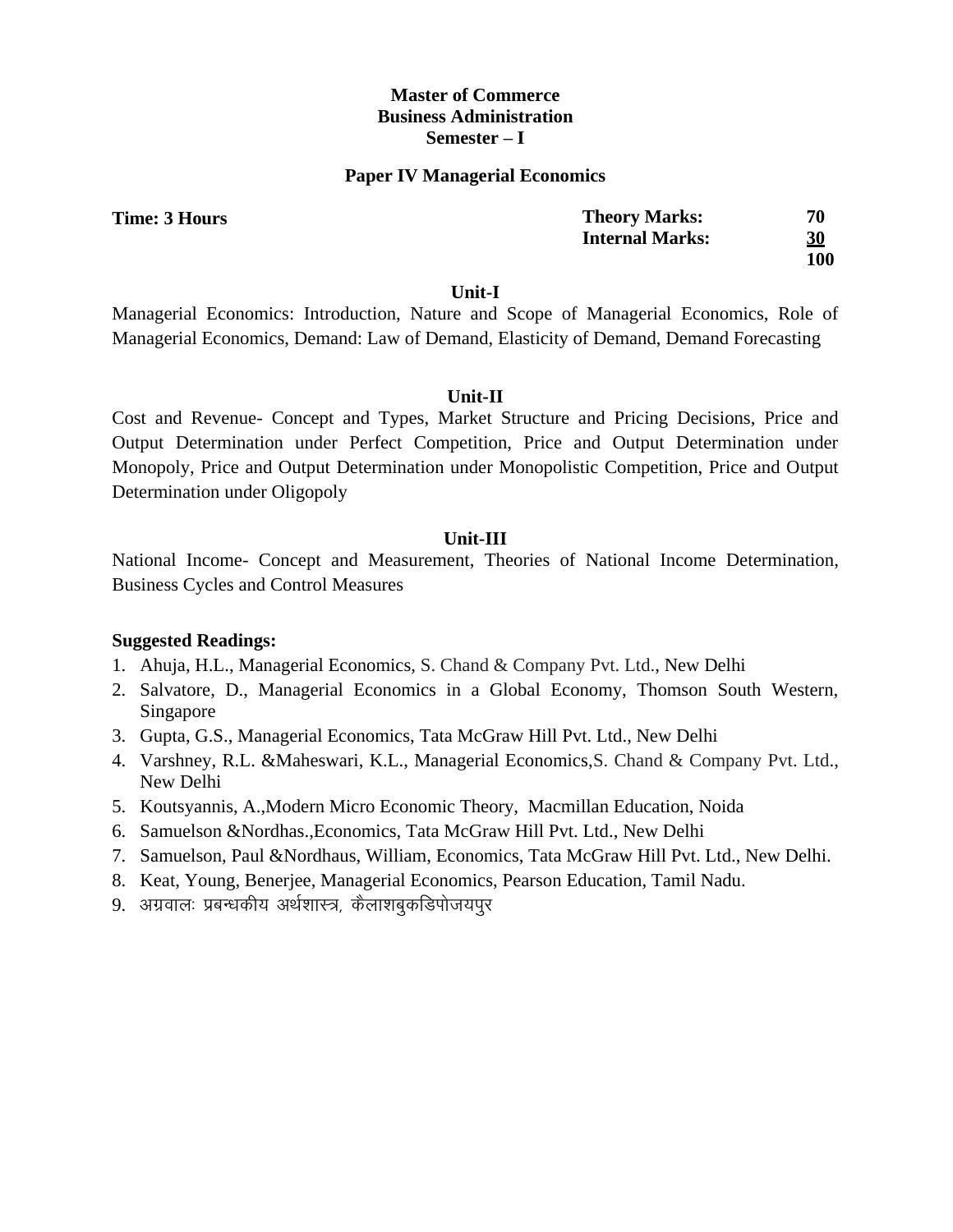**Master of Commerce**
**Business Administration**
**Semester – I**

## Paper IV Managerial Economics

| **Time: 3 Hours** | **Theory Marks:** | **70** |
|---|---|---|
| | **Internal Marks:** | **30** |
| | | **100** |

### Unit-I

Managerial Economics: Introduction, Nature and Scope of Managerial Economics, Role of Managerial Economics, Demand: Law of Demand, Elasticity of Demand, Demand Forecasting

### Unit-II

Cost and Revenue- Concept and Types, Market Structure and Pricing Decisions, Price and Output Determination under Perfect Competition, Price and Output Determination under Monopoly, Price and Output Determination under Monopolistic Competition, Price and Output Determination under Oligopoly

### Unit-III

National Income- Concept and Measurement, Theories of National Income Determination, Business Cycles and Control Measures

**Suggested Readings:**

1. Ahuja, H.L., Managerial Economics, S. Chand & Company Pvt. Ltd., New Delhi
2. Salvatore, D., Managerial Economics in a Global Economy, Thomson South Western, Singapore
3. Gupta, G.S., Managerial Economics, Tata McGraw Hill Pvt. Ltd., New Delhi
4. Varshney, R.L. &Maheswari, K.L., Managerial Economics,S. Chand & Company Pvt. Ltd., New Delhi
5. Koutsyannis, A.,Modern Micro Economic Theory, Macmillan Education, Noida
6. Samuelson &Nordhas.,Economics, Tata McGraw Hill Pvt. Ltd., New Delhi
7. Samuelson, Paul &Nordhaus, William, Economics, Tata McGraw Hill Pvt. Ltd., New Delhi.
8. Keat, Young, Benerjee, Managerial Economics, Pearson Education, Tamil Nadu.
9. अग्रवालः प्रबन्धकीय अर्थशास्त्र, कैलाशबुकडिपोजयपुर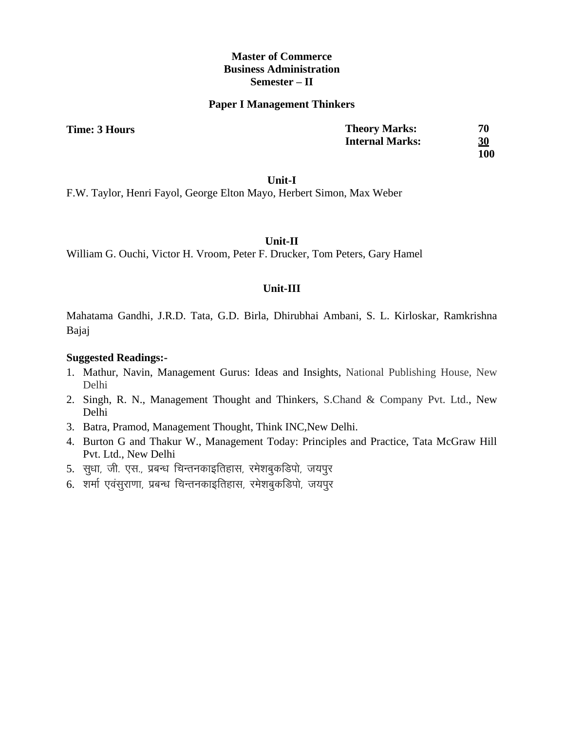**Master of Commerce**
**Business Administration**
**Semester – II**

## Paper I Management Thinkers

| **Time: 3 Hours** | **Theory Marks:** | **70** |
|---|---|---|
| | **Internal Marks:** | **30** |
| | | **100** |

### Unit-I

F.W. Taylor, Henri Fayol, George Elton Mayo, Herbert Simon, Max Weber

### Unit-II

William G. Ouchi, Victor H. Vroom, Peter F. Drucker, Tom Peters, Gary Hamel

### Unit-III

Mahatama Gandhi, J.R.D. Tata, G.D. Birla, Dhirubhai Ambani, S. L. Kirloskar, Ramkrishna Bajaj

**Suggested Readings:-**

1. Mathur, Navin, Management Gurus: Ideas and Insights, National Publishing House, New Delhi
2. Singh, R. N., Management Thought and Thinkers, S.Chand & Company Pvt. Ltd., New Delhi
3. Batra, Pramod, Management Thought, Think INC,New Delhi.
4. Burton G and Thakur W., Management Today: Principles and Practice, Tata McGraw Hill Pvt. Ltd., New Delhi
5. सुधा, जी. एस., प्रबन्ध चिन्तनकाइतिहास, रमेशबुकडिपो, जयपुर
6. शर्मा एवंसुराणा, प्रबन्ध चिन्तनकाइतिहास, रमेशबुकडिपो, जयपुर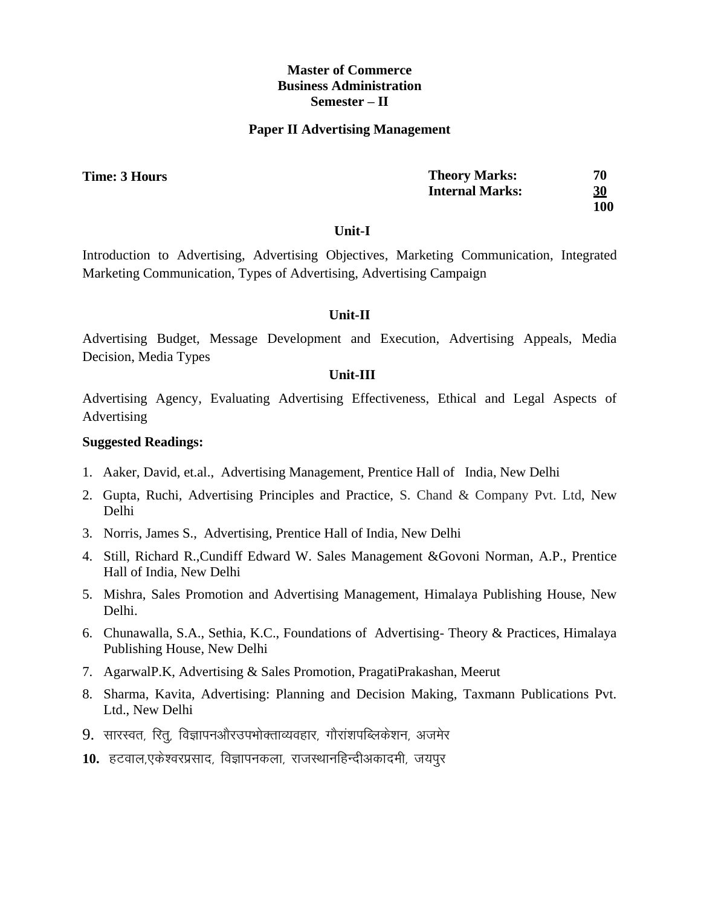**Master of Commerce**
**Business Administration**
**Semester – II**

## Paper II Advertising Management

| **Time: 3 Hours** | **Theory Marks:** | **70** |
|---|---|---|
| | **Internal Marks:** | **30** |
| | | **100** |

### Unit-I

Introduction to Advertising, Advertising Objectives, Marketing Communication, Integrated Marketing Communication, Types of Advertising, Advertising Campaign

### Unit-II

Advertising Budget, Message Development and Execution, Advertising Appeals, Media Decision, Media Types

### Unit-III

Advertising Agency, Evaluating Advertising Effectiveness, Ethical and Legal Aspects of Advertising

**Suggested Readings:**

1. Aaker, David, et.al., Advertising Management, Prentice Hall of India, New Delhi
2. Gupta, Ruchi, Advertising Principles and Practice, S. Chand & Company Pvt. Ltd, New Delhi
3. Norris, James S., Advertising, Prentice Hall of India, New Delhi
4. Still, Richard R.,Cundiff Edward W. Sales Management &Govoni Norman, A.P., Prentice Hall of India, New Delhi
5. Mishra, Sales Promotion and Advertising Management, Himalaya Publishing House, New Delhi.
6. Chunawalla, S.A., Sethia, K.C., Foundations of Advertising- Theory & Practices, Himalaya Publishing House, New Delhi
7. AgarwalP.K, Advertising & Sales Promotion, PragatiPrakashan, Meerut
8. Sharma, Kavita, Advertising: Planning and Decision Making, Taxmann Publications Pvt. Ltd., New Delhi
9. सारस्वत, रितु, विज्ञापनऔरउपभोक्ताव्यवहार, गौरांशपब्लिकेशन, अजमेर
10. हटवाल,एकेश्वरप्रसाद, विज्ञापनकला, राजस्थानहिन्दीअकादमी, जयपुर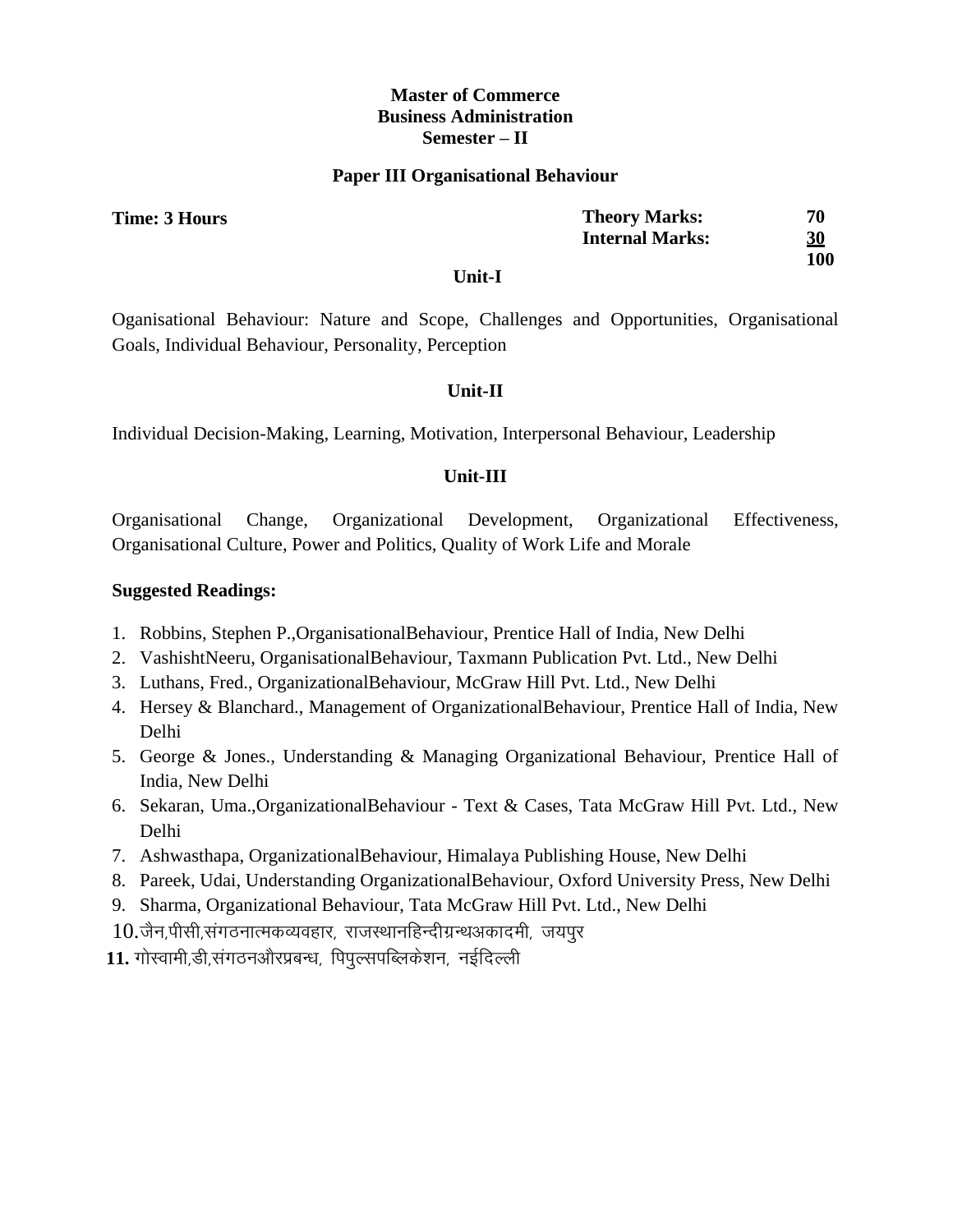**Master of Commerce**
**Business Administration**
**Semester – II**

**Paper III Organisational Behaviour**

| **Time: 3 Hours** | **Theory Marks:** | **70** |
|---|---|---|
| | **Internal Marks:** | **30** |
| | | **100** |

**Unit-I**

Oganisational Behaviour: Nature and Scope, Challenges and Opportunities, Organisational Goals, Individual Behaviour, Personality, Perception

**Unit-II**

Individual Decision-Making, Learning, Motivation, Interpersonal Behaviour, Leadership

**Unit-III**

Organisational Change, Organizational Development, Organizational Effectiveness, Organisational Culture, Power and Politics, Quality of Work Life and Morale

**Suggested Readings:**

1. Robbins, Stephen P.,OrganisationalBehaviour, Prentice Hall of India, New Delhi
2. VashishtNeeru, OrganisationalBehaviour, Taxmann Publication Pvt. Ltd., New Delhi
3. Luthans, Fred., OrganizationalBehaviour, McGraw Hill Pvt. Ltd., New Delhi
4. Hersey & Blanchard., Management of OrganizationalBehaviour, Prentice Hall of India, New Delhi
5. George & Jones., Understanding & Managing Organizational Behaviour, Prentice Hall of India, New Delhi
6. Sekaran, Uma.,OrganizationalBehaviour - Text & Cases, Tata McGraw Hill Pvt. Ltd., New Delhi
7. Ashwasthapa, OrganizationalBehaviour, Himalaya Publishing House, New Delhi
8. Pareek, Udai, Understanding OrganizationalBehaviour, Oxford University Press, New Delhi
9. Sharma, Organizational Behaviour, Tata McGraw Hill Pvt. Ltd., New Delhi
10. जैन,पीसी,संगठनात्मकव्यवहार, राजस्थानहिन्दीग्रन्थअकादमी, जयपुर
11. गोस्वामी,डी,संगठनऔरप्रबन्ध, पिपुल्सपब्लिकेशन, नईदिल्ली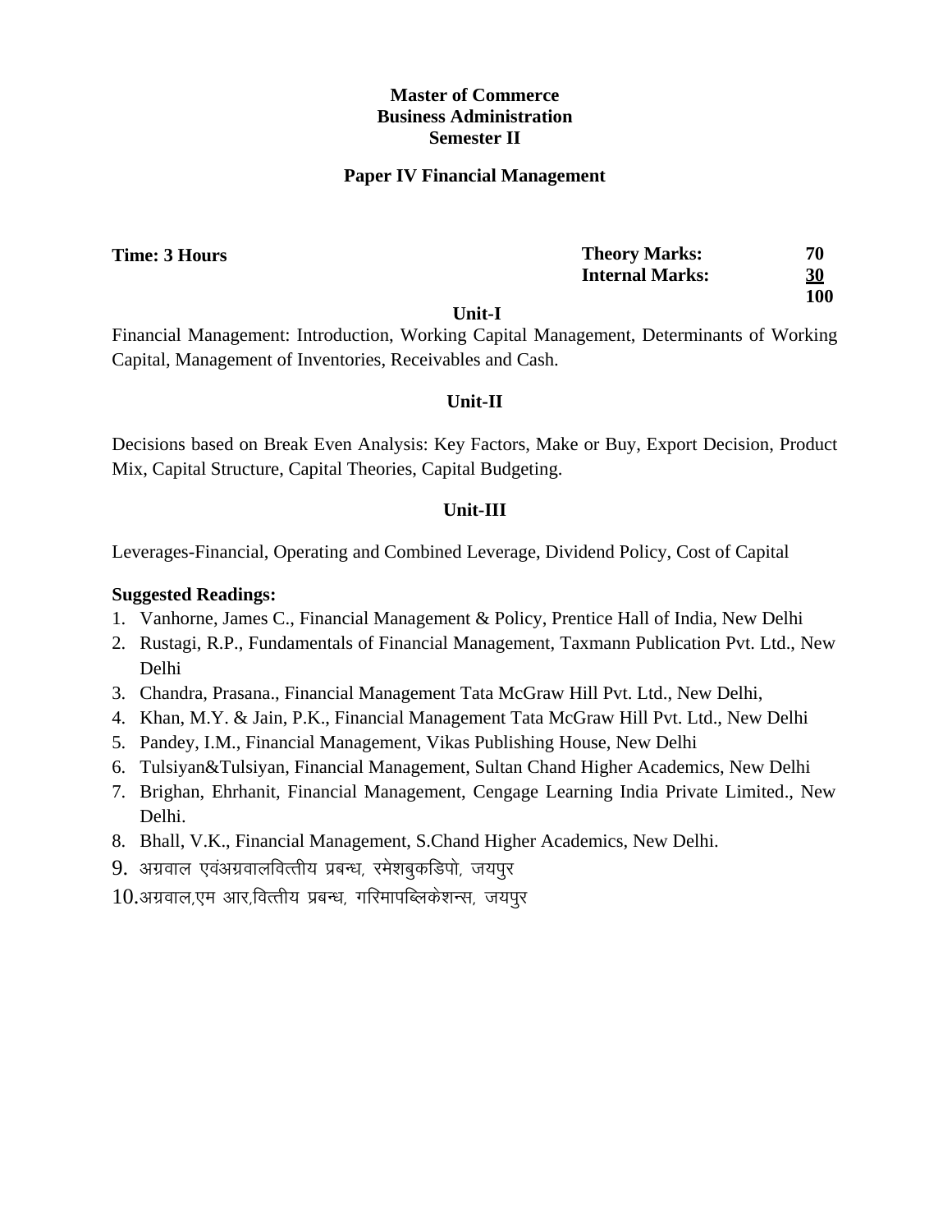**Master of Commerce**
**Business Administration**
**Semester II**

## Paper IV Financial Management

| **Time: 3 Hours** | **Theory Marks:** | **70** |
|---|---|---|
| | **Internal Marks:** | **30** |
| | | **100** |

### Unit-I

Financial Management: Introduction, Working Capital Management, Determinants of Working Capital, Management of Inventories, Receivables and Cash.

### Unit-II

Decisions based on Break Even Analysis: Key Factors, Make or Buy, Export Decision, Product Mix, Capital Structure, Capital Theories, Capital Budgeting.

### Unit-III

Leverages-Financial, Operating and Combined Leverage, Dividend Policy, Cost of Capital

**Suggested Readings:**

1. Vanhorne, James C., Financial Management & Policy, Prentice Hall of India, New Delhi
2. Rustagi, R.P., Fundamentals of Financial Management, Taxmann Publication Pvt. Ltd., New Delhi
3. Chandra, Prasana., Financial Management Tata McGraw Hill Pvt. Ltd., New Delhi,
4. Khan, M.Y. & Jain, P.K., Financial Management Tata McGraw Hill Pvt. Ltd., New Delhi
5. Pandey, I.M., Financial Management, Vikas Publishing House, New Delhi
6. Tulsiyan&Tulsiyan, Financial Management, Sultan Chand Higher Academics, New Delhi
7. Brighan, Ehrhanit, Financial Management, Cengage Learning India Private Limited., New Delhi.
8. Bhall, V.K., Financial Management, S.Chand Higher Academics, New Delhi.
9. अग्रवाल एवंअग्रवालवित्तीय प्रबन्ध, रमेशबुकडिपो, जयपुर
10. अग्रवाल,एम आर,वित्तीय प्रबन्ध, गरिमापब्लिकेशन्स, जयपुर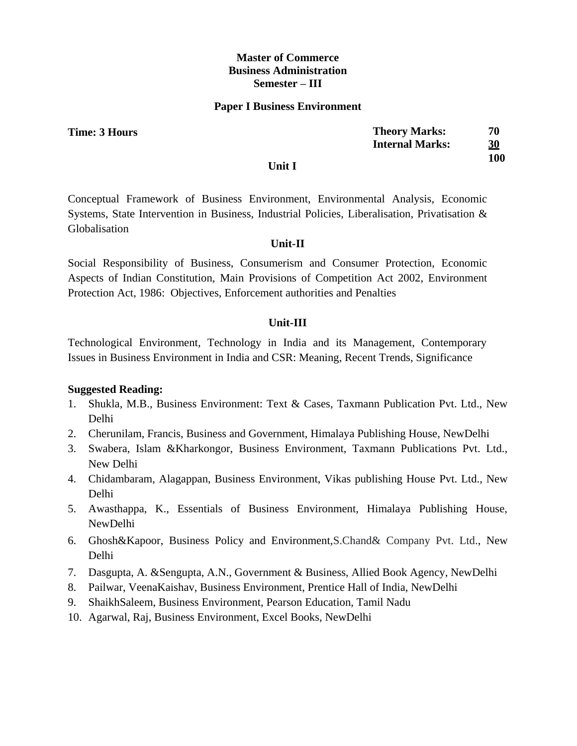**Master of Commerce**
**Business Administration**
**Semester – III**

**Paper I Business Environment**

**Time: 3 Hours**

| | |
|---|---|
| **Theory Marks:** | **70** |
| **Internal Marks:** | **30** |
| | **100** |

### Unit I

Conceptual Framework of Business Environment, Environmental Analysis, Economic Systems, State Intervention in Business, Industrial Policies, Liberalisation, Privatisation & Globalisation

### Unit-II

Social Responsibility of Business, Consumerism and Consumer Protection, Economic Aspects of Indian Constitution, Main Provisions of Competition Act 2002, Environment Protection Act, 1986: Objectives, Enforcement authorities and Penalties

### Unit-III

Technological Environment, Technology in India and its Management, Contemporary Issues in Business Environment in India and CSR: Meaning, Recent Trends, Significance

**Suggested Reading:**

1. Shukla, M.B., Business Environment: Text & Cases, Taxmann Publication Pvt. Ltd., New Delhi
2. Cherunilam, Francis, Business and Government, Himalaya Publishing House, NewDelhi
3. Swabera, Islam &Kharkongor, Business Environment, Taxmann Publications Pvt. Ltd., New Delhi
4. Chidambaram, Alagappan, Business Environment, Vikas publishing House Pvt. Ltd., New Delhi
5. Awasthappa, K., Essentials of Business Environment, Himalaya Publishing House, NewDelhi
6. Ghosh&Kapoor, Business Policy and Environment,S.Chand& Company Pvt. Ltd., New Delhi
7. Dasgupta, A. &Sengupta, A.N., Government & Business, Allied Book Agency, NewDelhi
8. Pailwar, VeenaKaishav, Business Environment, Prentice Hall of India, NewDelhi
9. ShaikhSaleem, Business Environment, Pearson Education, Tamil Nadu
10. Agarwal, Raj, Business Environment, Excel Books, NewDelhi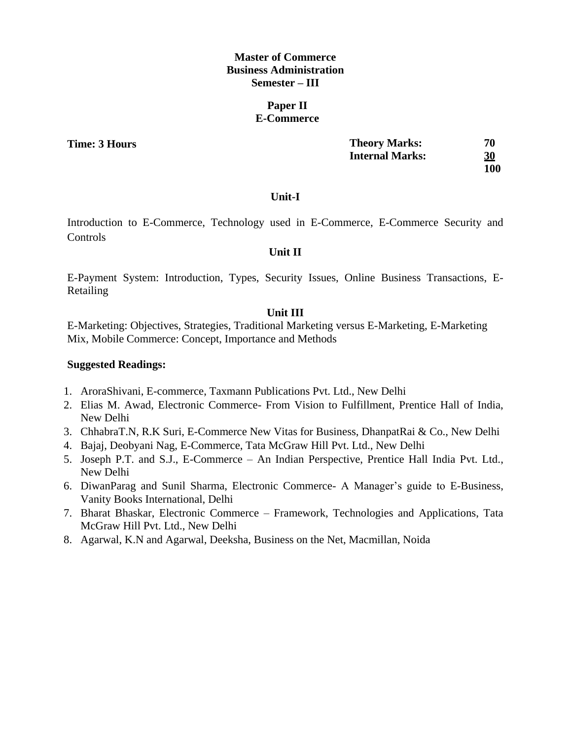**Master of Commerce**
**Business Administration**
**Semester – III**

**Paper II**
**E-Commerce**

| **Time: 3 Hours** | **Theory Marks:** | **70** |
| --- | --- | --- |
| | **Internal Marks:** | **30** |
| | | **100** |

### Unit-I

Introduction to E-Commerce, Technology used in E-Commerce, E-Commerce Security and Controls

### Unit II

E-Payment System: Introduction, Types, Security Issues, Online Business Transactions, E-Retailing

### Unit III

E-Marketing: Objectives, Strategies, Traditional Marketing versus E-Marketing, E-Marketing Mix, Mobile Commerce: Concept, Importance and Methods

**Suggested Readings:**

1. AroraShivani, E-commerce, Taxmann Publications Pvt. Ltd., New Delhi
2. Elias M. Awad, Electronic Commerce- From Vision to Fulfillment, Prentice Hall of India, New Delhi
3. ChhabraT.N, R.K Suri, E-Commerce New Vitas for Business, DhanpatRai & Co., New Delhi
4. Bajaj, Deobyani Nag, E-Commerce, Tata McGraw Hill Pvt. Ltd., New Delhi
5. Joseph P.T. and S.J., E-Commerce – An Indian Perspective, Prentice Hall India Pvt. Ltd., New Delhi
6. DiwanParag and Sunil Sharma, Electronic Commerce- A Manager's guide to E-Business, Vanity Books International, Delhi
7. Bharat Bhaskar, Electronic Commerce – Framework, Technologies and Applications, Tata McGraw Hill Pvt. Ltd., New Delhi
8. Agarwal, K.N and Agarwal, Deeksha, Business on the Net, Macmillan, Noida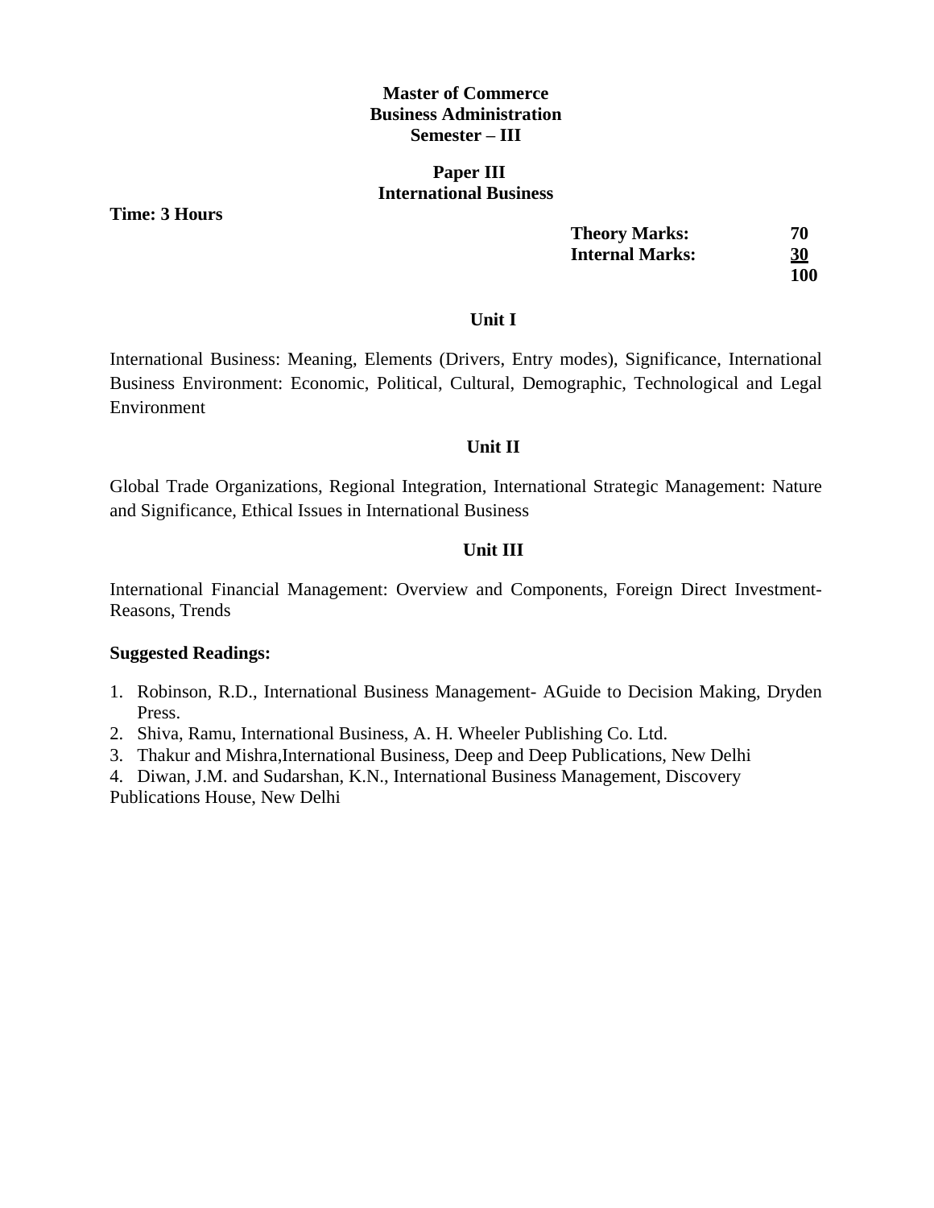**Master of Commerce**
**Business Administration**
**Semester – III**

**Paper III**
**International Business**

**Time: 3 Hours**

| | |
|---|---|
| **Theory Marks:** | **70** |
| **Internal Marks:** | **30** |
| | **100** |

### Unit I

International Business: Meaning, Elements (Drivers, Entry modes), Significance, International Business Environment: Economic, Political, Cultural, Demographic, Technological and Legal Environment

### Unit II

Global Trade Organizations, Regional Integration, International Strategic Management: Nature and Significance, Ethical Issues in International Business

### Unit III

International Financial Management: Overview and Components, Foreign Direct Investment- Reasons, Trends

**Suggested Readings:**

1. Robinson, R.D., International Business Management- AGuide to Decision Making, Dryden Press.
2. Shiva, Ramu, International Business, A. H. Wheeler Publishing Co. Ltd.
3. Thakur and Mishra,International Business, Deep and Deep Publications, New Delhi
4. Diwan, J.M. and Sudarshan, K.N., International Business Management, Discovery Publications House, New Delhi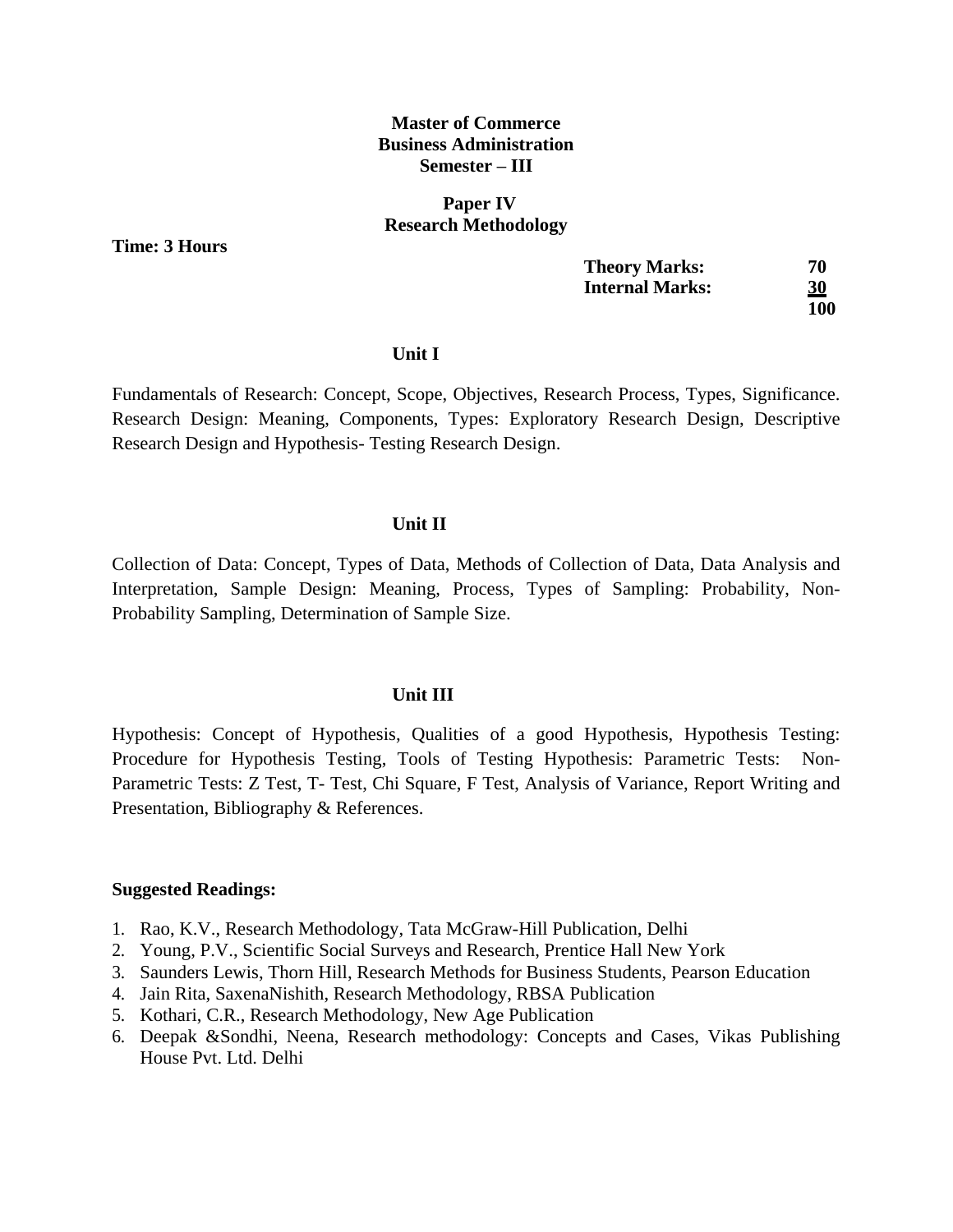**Master of Commerce**
**Business Administration**
**Semester – III**

**Paper IV**
**Research Methodology**

**Time: 3 Hours**

| | |
|---|---|
| **Theory Marks:** | **70** |
| **Internal Marks:** | **30** |
| | **100** |

## Unit I

Fundamentals of Research: Concept, Scope, Objectives, Research Process, Types, Significance. Research Design: Meaning, Components, Types: Exploratory Research Design, Descriptive Research Design and Hypothesis- Testing Research Design.

## Unit II

Collection of Data: Concept, Types of Data, Methods of Collection of Data, Data Analysis and Interpretation, Sample Design: Meaning, Process, Types of Sampling: Probability, Non-Probability Sampling, Determination of Sample Size.

## Unit III

Hypothesis: Concept of Hypothesis, Qualities of a good Hypothesis, Hypothesis Testing: Procedure for Hypothesis Testing, Tools of Testing Hypothesis: Parametric Tests: Non-Parametric Tests: Z Test, T- Test, Chi Square, F Test, Analysis of Variance, Report Writing and Presentation, Bibliography & References.

**Suggested Readings:**

1. Rao, K.V., Research Methodology, Tata McGraw-Hill Publication, Delhi
2. Young, P.V., Scientific Social Surveys and Research, Prentice Hall New York
3. Saunders Lewis, Thorn Hill, Research Methods for Business Students, Pearson Education
4. Jain Rita, SaxenaNishith, Research Methodology, RBSA Publication
5. Kothari, C.R., Research Methodology, New Age Publication
6. Deepak &Sondhi, Neena, Research methodology: Concepts and Cases, Vikas Publishing House Pvt. Ltd. Delhi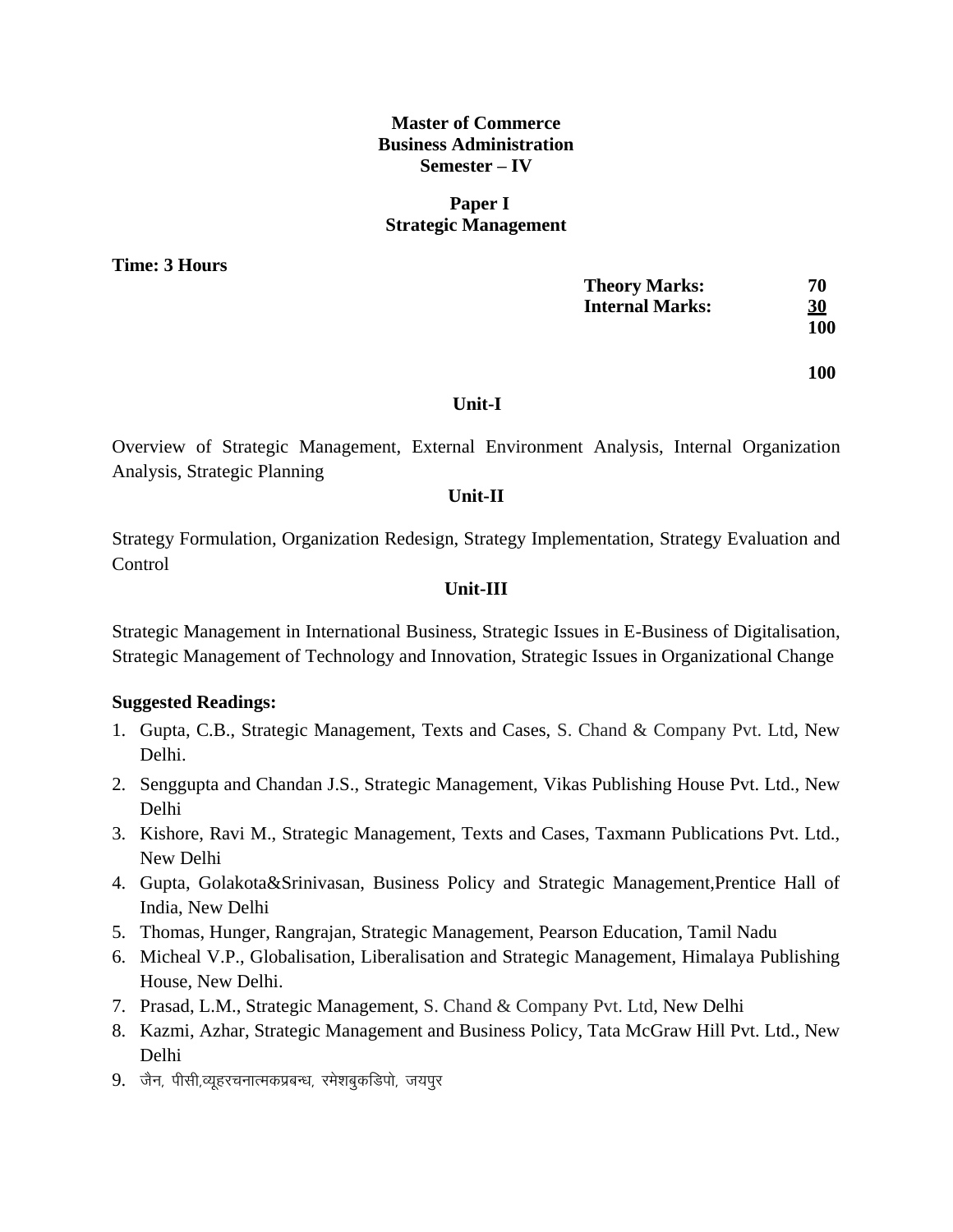**Master of Commerce**
**Business Administration**
**Semester – IV**

**Paper I**
**Strategic Management**

**Time: 3 Hours**

| | |
|---|---|
| **Theory Marks:** | **70** |
| **Internal Marks:** | **30** |
| | **100** |
| | **100** |

**Unit-I**

Overview of Strategic Management, External Environment Analysis, Internal Organization Analysis, Strategic Planning

**Unit-II**

Strategy Formulation, Organization Redesign, Strategy Implementation, Strategy Evaluation and Control

**Unit-III**

Strategic Management in International Business, Strategic Issues in E-Business of Digitalisation, Strategic Management of Technology and Innovation, Strategic Issues in Organizational Change

**Suggested Readings:**

1. Gupta, C.B., Strategic Management, Texts and Cases, S. Chand & Company Pvt. Ltd, New Delhi.
2. Senggupta and Chandan J.S., Strategic Management, Vikas Publishing House Pvt. Ltd., New Delhi
3. Kishore, Ravi M., Strategic Management, Texts and Cases, Taxmann Publications Pvt. Ltd., New Delhi
4. Gupta, Golakota&Srinivasan, Business Policy and Strategic Management,Prentice Hall of India, New Delhi
5. Thomas, Hunger, Rangrajan, Strategic Management, Pearson Education, Tamil Nadu
6. Micheal V.P., Globalisation, Liberalisation and Strategic Management, Himalaya Publishing House, New Delhi.
7. Prasad, L.M., Strategic Management, S. Chand & Company Pvt. Ltd, New Delhi
8. Kazmi, Azhar, Strategic Management and Business Policy, Tata McGraw Hill Pvt. Ltd., New Delhi
9. जैन, पीसी,व्यूहरचनात्मकप्रबन्ध, रमेशबुकडिपो, जयपुर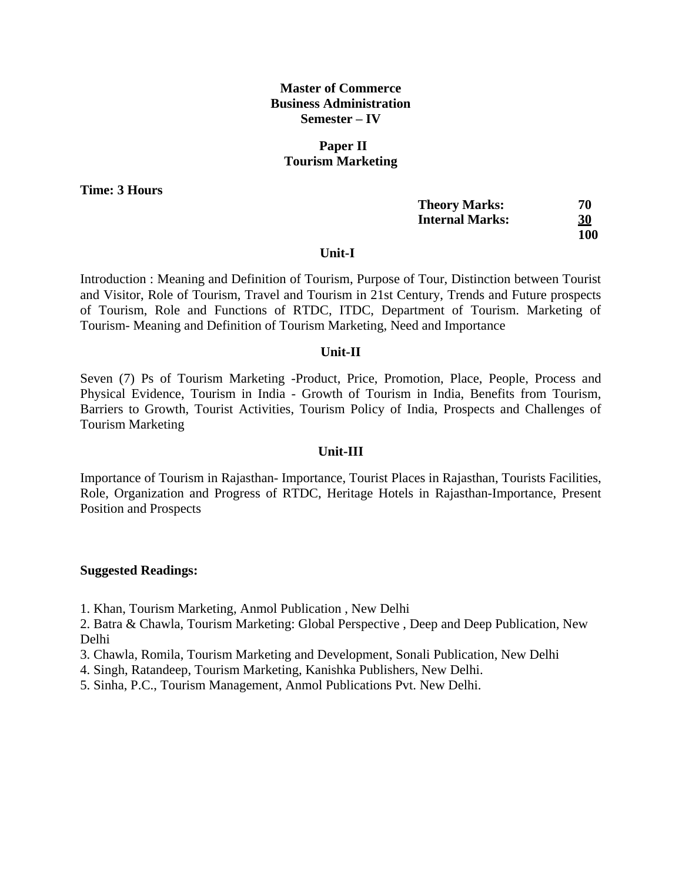**Master of Commerce**
**Business Administration**
**Semester – IV**

**Paper II**
**Tourism Marketing**

**Time: 3 Hours**

| | |
|---|---|
| **Theory Marks:** | **70** |
| **Internal Marks:** | **30** |
| | **100** |

### Unit-I

Introduction : Meaning and Definition of Tourism, Purpose of Tour, Distinction between Tourist and Visitor, Role of Tourism, Travel and Tourism in 21st Century, Trends and Future prospects of Tourism, Role and Functions of RTDC, ITDC, Department of Tourism. Marketing of Tourism- Meaning and Definition of Tourism Marketing, Need and Importance

### Unit-II

Seven (7) Ps of Tourism Marketing -Product, Price, Promotion, Place, People, Process and Physical Evidence, Tourism in India - Growth of Tourism in India, Benefits from Tourism, Barriers to Growth, Tourist Activities, Tourism Policy of India, Prospects and Challenges of Tourism Marketing

### Unit-III

Importance of Tourism in Rajasthan- Importance, Tourist Places in Rajasthan, Tourists Facilities, Role, Organization and Progress of RTDC, Heritage Hotels in Rajasthan-Importance, Present Position and Prospects

**Suggested Readings:**

1. Khan, Tourism Marketing, Anmol Publication , New Delhi
2. Batra & Chawla, Tourism Marketing: Global Perspective , Deep and Deep Publication, New Delhi
3. Chawla, Romila, Tourism Marketing and Development, Sonali Publication, New Delhi
4. Singh, Ratandeep, Tourism Marketing, Kanishka Publishers, New Delhi.
5. Sinha, P.C., Tourism Management, Anmol Publications Pvt. New Delhi.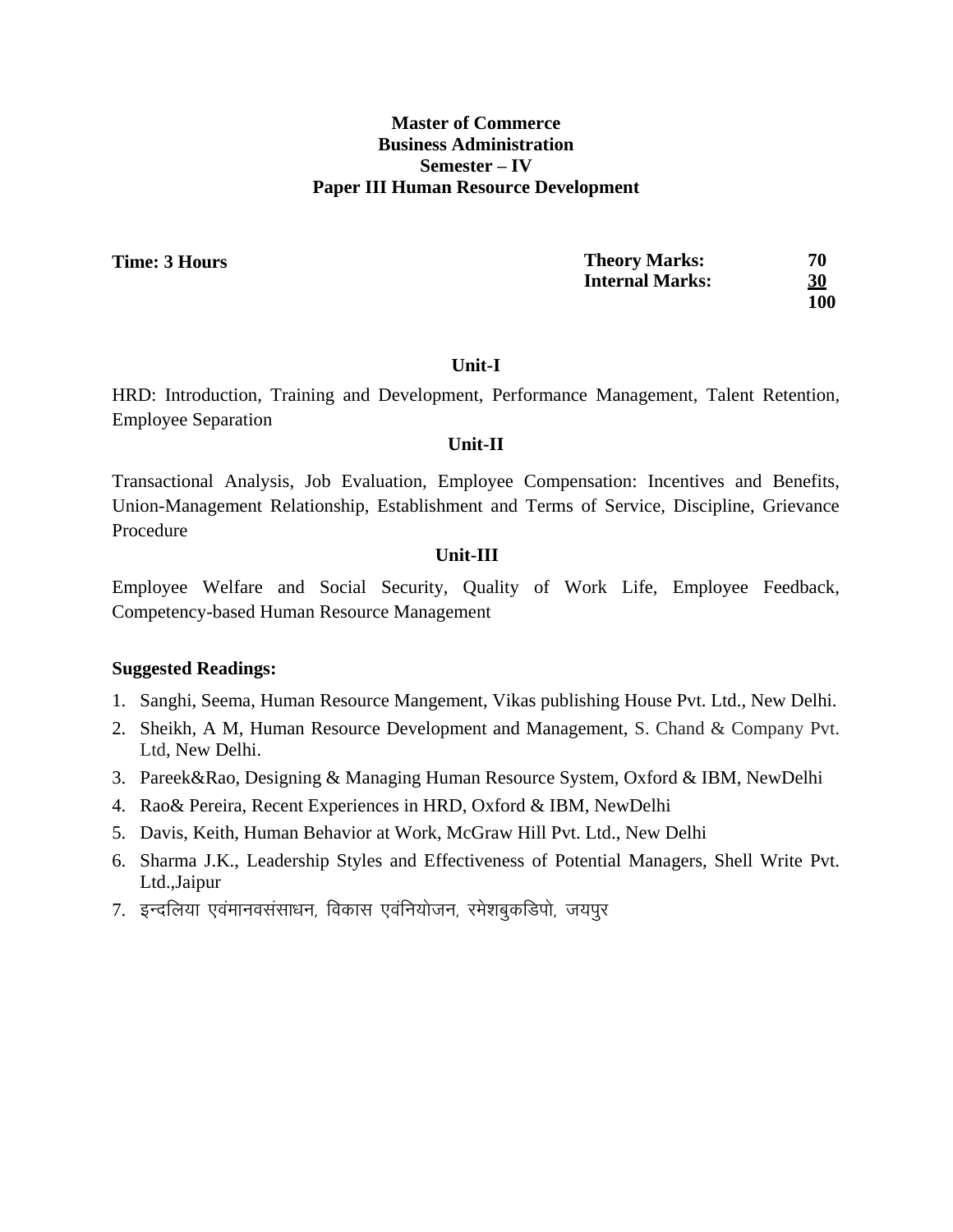**Master of Commerce**
**Business Administration**
**Semester – IV**
**Paper III Human Resource Development**

| **Time: 3 Hours** | **Theory Marks:** | **70** |
|---|---|---|
| | **Internal Marks:** | **30** |
| | | **100** |

**Unit-I**

HRD: Introduction, Training and Development, Performance Management, Talent Retention, Employee Separation

**Unit-II**

Transactional Analysis, Job Evaluation, Employee Compensation: Incentives and Benefits, Union-Management Relationship, Establishment and Terms of Service, Discipline, Grievance Procedure

**Unit-III**

Employee Welfare and Social Security, Quality of Work Life, Employee Feedback, Competency-based Human Resource Management

**Suggested Readings:**

1. Sanghi, Seema, Human Resource Mangement, Vikas publishing House Pvt. Ltd., New Delhi.
2. Sheikh, A M, Human Resource Development and Management, S. Chand & Company Pvt. Ltd, New Delhi.
3. Pareek&Rao, Designing & Managing Human Resource System, Oxford & IBM, NewDelhi
4. Rao& Pereira, Recent Experiences in HRD, Oxford & IBM, NewDelhi
5. Davis, Keith, Human Behavior at Work, McGraw Hill Pvt. Ltd., New Delhi
6. Sharma J.K., Leadership Styles and Effectiveness of Potential Managers, Shell Write Pvt. Ltd.,Jaipur
7. इन्दलिया एवंमानवसंसाधन, विकास एवंनियोजन, रमेशबुकडिपो, जयपुर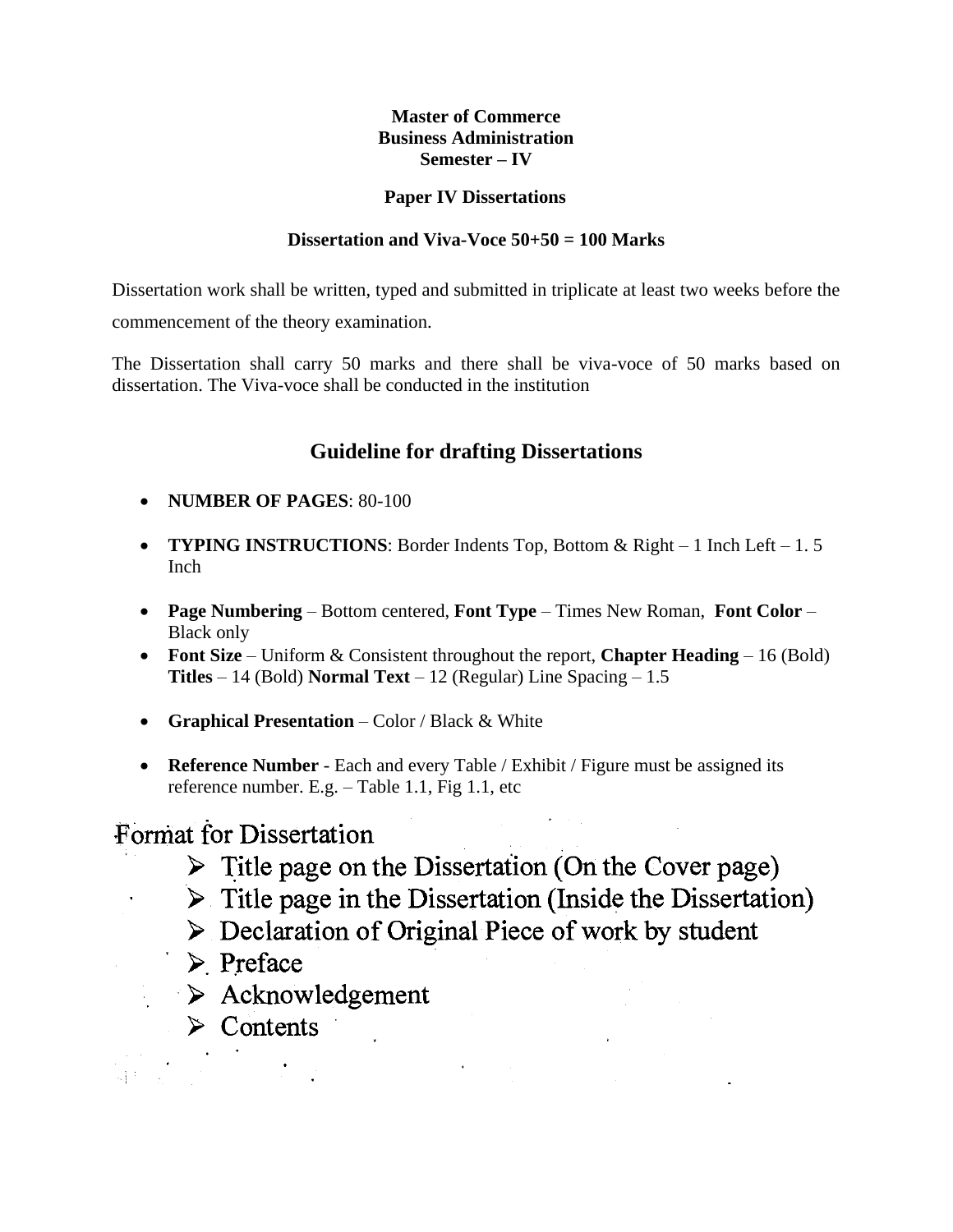**Master of Commerce**
**Business Administration**
**Semester – IV**

**Paper IV Dissertations**

**Dissertation and Viva-Voce 50+50 = 100 Marks**

Dissertation work shall be written, typed and submitted in triplicate at least two weeks before the commencement of the theory examination.

The Dissertation shall carry 50 marks and there shall be viva-voce of 50 marks based on dissertation. The Viva-voce shall be conducted in the institution

## Guideline for drafting Dissertations

- **NUMBER OF PAGES**: 80-100
- **TYPING INSTRUCTIONS**: Border Indents Top, Bottom & Right – 1 Inch Left – 1. 5 Inch
- **Page Numbering** – Bottom centered, **Font Type** – Times New Roman, **Font Color** – Black only
- **Font Size** – Uniform & Consistent throughout the report, **Chapter Heading** – 16 (Bold) **Titles** – 14 (Bold) **Normal Text** – 12 (Regular) Line Spacing – 1.5
- **Graphical Presentation** – Color / Black & White
- **Reference Number** - Each and every Table / Exhibit / Figure must be assigned its reference number. E.g. – Table 1.1, Fig 1.1, etc

Format for Dissertation

- Title page on the Dissertation (On the Cover page)
- Title page in the Dissertation (Inside the Dissertation)
- Declaration of Original Piece of work by student
- Preface
- Acknowledgement
- Contents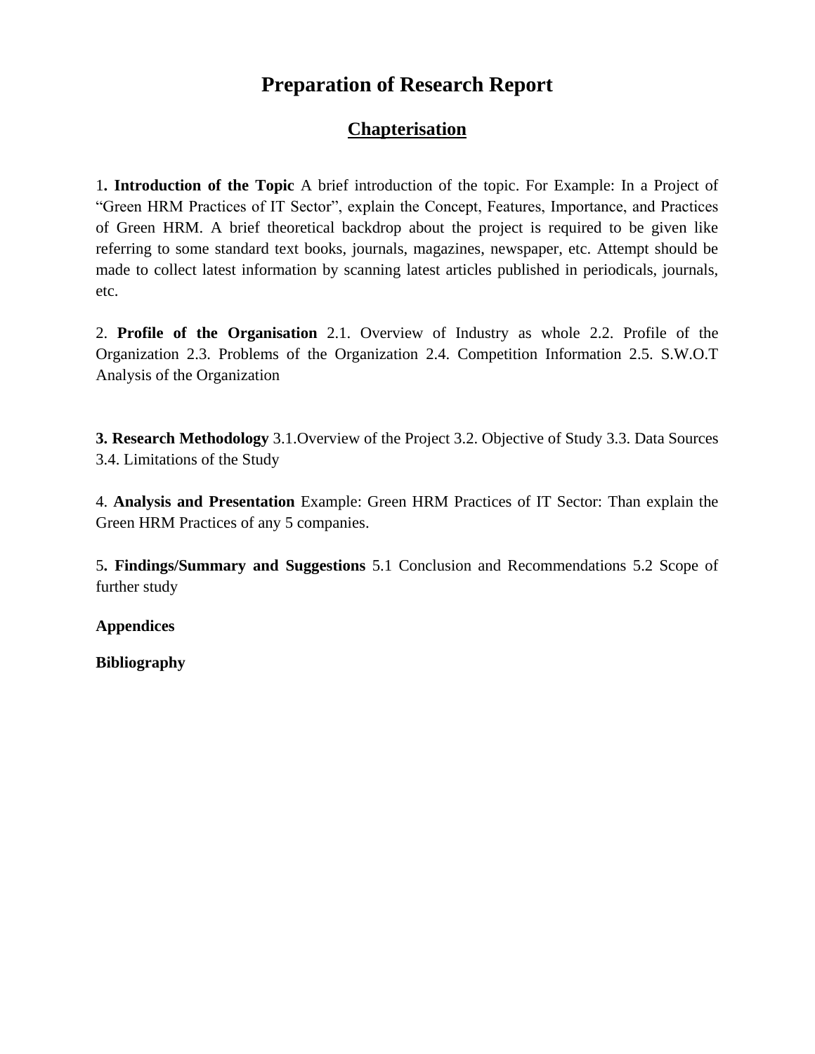# Preparation of Research Report

## Chapterisation

1**. Introduction of the Topic** A brief introduction of the topic. For Example: In a Project of "Green HRM Practices of IT Sector", explain the Concept, Features, Importance, and Practices of Green HRM. A brief theoretical backdrop about the project is required to be given like referring to some standard text books, journals, magazines, newspaper, etc. Attempt should be made to collect latest information by scanning latest articles published in periodicals, journals, etc.

2. **Profile of the Organisation** 2.1. Overview of Industry as whole 2.2. Profile of the Organization 2.3. Problems of the Organization 2.4. Competition Information 2.5. S.W.O.T Analysis of the Organization

**3. Research Methodology** 3.1.Overview of the Project 3.2. Objective of Study 3.3. Data Sources 3.4. Limitations of the Study

4. **Analysis and Presentation** Example: Green HRM Practices of IT Sector: Than explain the Green HRM Practices of any 5 companies.

5**. Findings/Summary and Suggestions** 5.1 Conclusion and Recommendations 5.2 Scope of further study

**Appendices**

**Bibliography**